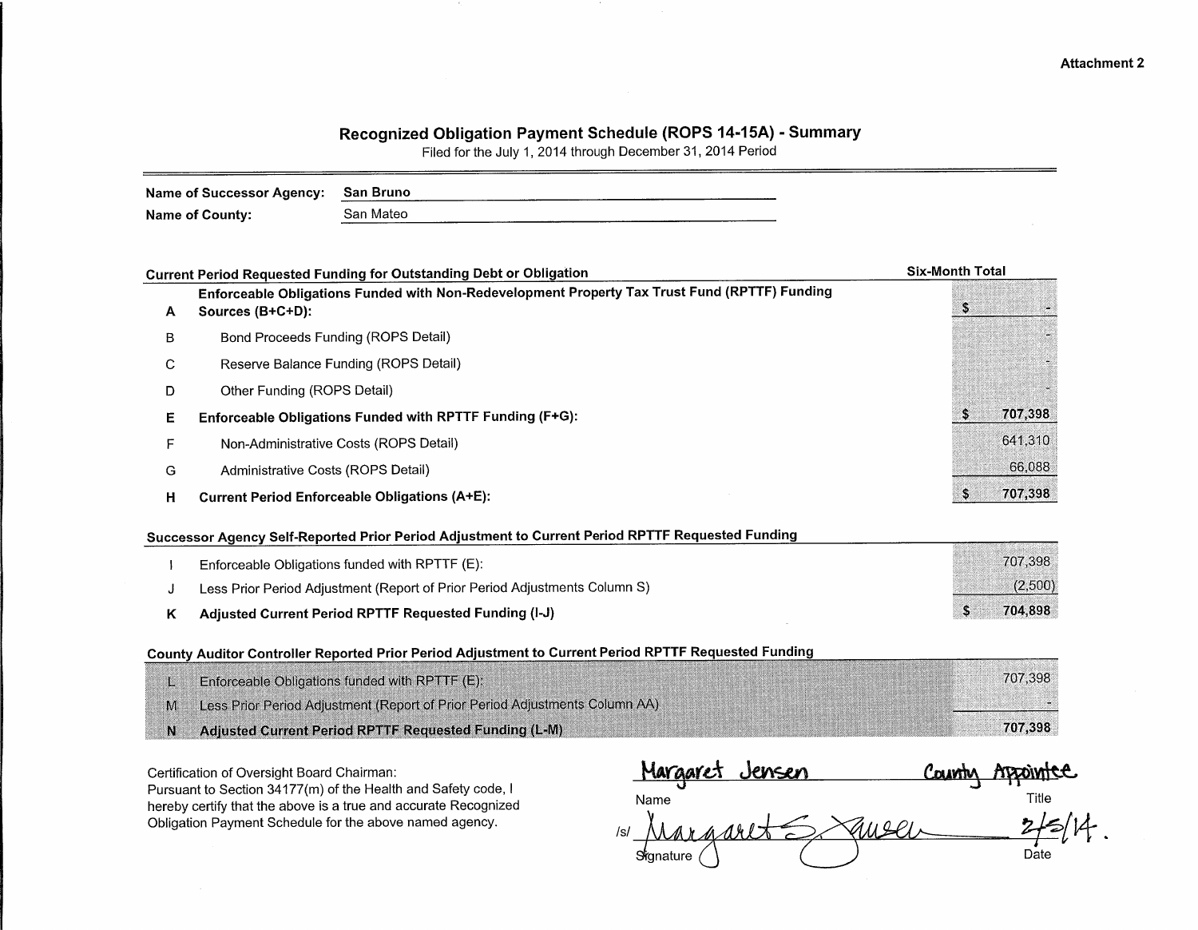Attachment 2

# Recognized Obligation Payment Schedule (ROPS 14-15A) - Summary

Filed for the July 1, 2014 through December 31, 2014 Period

**Name of Successor Agency:** San Bruno

**Name of County:** San Mateo

| | Current Period Requested Funding for Outstanding Debt or Obligation | Six-Month Total |
|---|---|---|
| A | **Enforceable Obligations Funded with Non-Redevelopment Property Tax Trust Fund (RPTTF) Funding Sources (B+C+D):** | $ - |
| B | Bond Proceeds Funding (ROPS Detail) | - |
| C | Reserve Balance Funding (ROPS Detail) | - |
| D | Other Funding (ROPS Detail) | - |
| E | **Enforceable Obligations Funded with RPTTF Funding (F+G):** | $ 707,398 |
| F | Non-Administrative Costs (ROPS Detail) | 641,310 |
| G | Administrative Costs (ROPS Detail) | 66,088 |
| H | **Current Period Enforceable Obligations (A+E):** | $ 707,398 |

| | Successor Agency Self-Reported Prior Period Adjustment to Current Period RPTTF Requested Funding | |
|---|---|---|
| I | Enforceable Obligations funded with RPTTF (E): | 707,398 |
| J | Less Prior Period Adjustment (Report of Prior Period Adjustments Column S) | (2,500) |
| K | **Adjusted Current Period RPTTF Requested Funding (I-J)** | $ 704,898 |

| | County Auditor Controller Reported Prior Period Adjustment to Current Period RPTTF Requested Funding | |
|---|---|---|
| L | Enforceable Obligations funded with RPTTF (E): | 707,398 |
| M | Less Prior Period Adjustment (Report of Prior Period Adjustments Column AA) | - |
| N | **Adjusted Current Period RPTTF Requested Funding (L-M)** | 707,398 |

Certification of Oversight Board Chairman:
Pursuant to Section 34177(m) of the Health and Safety code, I hereby certify that the above is a true and accurate Recognized Obligation Payment Schedule for the above named agency.

| Margaret Jensen | County Appointee |
|---|---|
| Name | Title |
| /s/ Margaret S. Jensen | 2/5/14. |
| Signature | Date |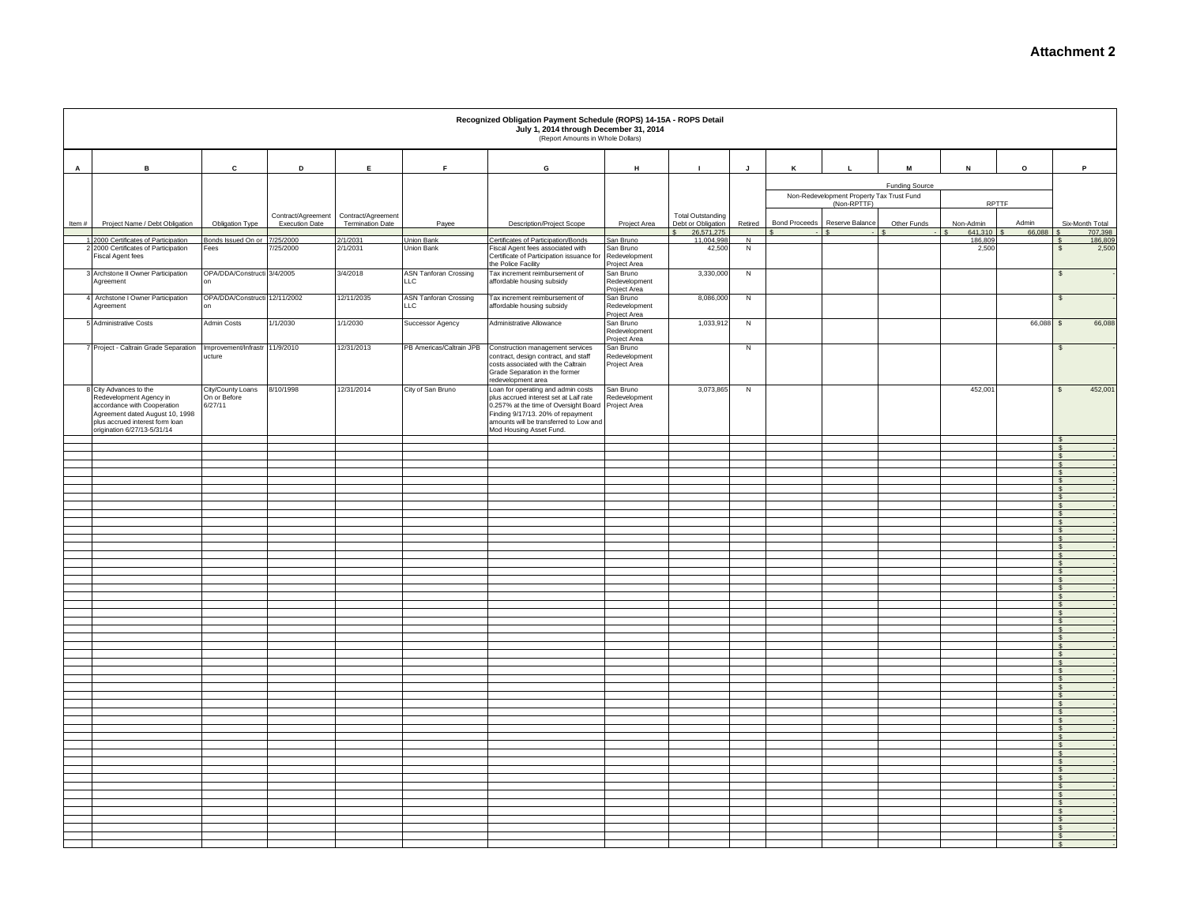**Attachment 2**

**Recognized Obligation Payment Schedule (ROPS) 14-15A - ROPS Detail**
**July 1, 2014 through December 31, 2014**
(Report Amounts in Whole Dollars)

| A | B | C | D | E | F | G | H | I | J | K | L | M | N | O | P |
|---|---|---|---|---|---|---|---|---|---|---|---|---|---|---|---|
| | | | | | | | | | | Funding Source | | | | | |
| | | | | | | | | | | Non-Redevelopment Property Tax Trust Fund (Non-RPTTF) | | | RPTTF | | |
| Item # | Project Name / Debt Obligation | Obligation Type | Contract/Agreement Execution Date | Contract/Agreement Termination Date | Payee | Description/Project Scope | Project Area | Total Outstanding Debt or Obligation | Retired | Bond Proceeds | Reserve Balance | Other Funds | Non-Admin | Admin | Six-Month Total |
| | | | | | | | | $ 26,571,275 | | $ - | $ - | $ - | $ 641,310 | $ 66,088 | $ 707,398 |
| 1 | 2000 Certificates of Participation | Bonds Issued On or | 7/25/2000 | 2/1/2031 | Union Bank | Certificates of Participation/Bonds | San Bruno | 11,004,998 | N | | | | 186,809 | | $ 186,809 |
| 2 | 2000 Certificates of Participation Fiscal Agent fees | Fees | 7/25/2000 | 2/1/2031 | Union Bank | Fiscal Agent fees associated with Certificate of Participation issuance for the Police Facility | San Bruno Redevelopment Project Area | 42,500 | N | | | | 2,500 | | $ 2,500 |
| 3 | Archstone II Owner Participation Agreement | OPA/DDA/Construction | 3/4/2005 | 3/4/2018 | ASN Tanforan Crossing LLC | Tax increment reimbursement of affordable housing subsidy | San Bruno Redevelopment Project Area | 3,330,000 | N | | | | | | $ - |
| 4 | Archstone I Owner Participation Agreement | OPA/DDA/Construction | 12/11/2002 | 12/11/2035 | ASN Tanforan Crossing LLC | Tax increment reimbursement of affordable housing subsidy | San Bruno Redevelopment Project Area | 8,086,000 | N | | | | | | $ - |
| 5 | Administrative Costs | Admin Costs | 1/1/2030 | 1/1/2030 | Successor Agency | Administrative Allowance | San Bruno Redevelopment Project Area | 1,033,912 | N | | | | | 66,088 | $ 66,088 |
| 7 | Project - Caltrain Grade Separation | Improvement/Infrastructure | 11/9/2010 | 12/31/2013 | PB Americas/Caltrain JPB | Construction management services contract, design contract, and staff costs associated with the Caltrain Grade Separation in the former redevelopment area | San Bruno Redevelopment Project Area | | N | | | | | | $ - |
| 8 | City Advances to the Redevelopment Agency in accordance with Cooperation Agreement dated August 10, 1998 plus accrued interest form loan origination 6/27/13-5/31/14 | City/County Loans On or Before 6/27/11 | 8/10/1998 | 12/31/2014 | City of San Bruno | Loan for operating and admin costs plus accrued interest set at Laif rate 0.257% at the time of Oversight Board Finding 9/17/13. 20% of repayment amounts will be transferred to Low and Mod Housing Asset Fund. | San Bruno Redevelopment Project Area | 3,073,865 | N | | | | 452,001 | | $ 452,001 |
| | | | | | | | | | | | | | | | $ - |
| | | | | | | | | | | | | | | | $ - |
| | | | | | | | | | | | | | | | $ - |
| | | | | | | | | | | | | | | | $ - |
| | | | | | | | | | | | | | | | $ - |
| | | | | | | | | | | | | | | | $ - |
| | | | | | | | | | | | | | | | $ - |
| | | | | | | | | | | | | | | | $ - |
| | | | | | | | | | | | | | | | $ - |
| | | | | | | | | | | | | | | | $ - |
| | | | | | | | | | | | | | | | $ - |
| | | | | | | | | | | | | | | | $ - |
| | | | | | | | | | | | | | | | $ - |
| | | | | | | | | | | | | | | | $ - |
| | | | | | | | | | | | | | | | $ - |
| | | | | | | | | | | | | | | | $ - |
| | | | | | | | | | | | | | | | $ - |
| | | | | | | | | | | | | | | | $ - |
| | | | | | | | | | | | | | | | $ - |
| | | | | | | | | | | | | | | | $ - |
| | | | | | | | | | | | | | | | $ - |
| | | | | | | | | | | | | | | | $ - |
| | | | | | | | | | | | | | | | $ - |
| | | | | | | | | | | | | | | | $ - |
| | | | | | | | | | | | | | | | $ - |
| | | | | | | | | | | | | | | | $ - |
| | | | | | | | | | | | | | | | $ - |
| | | | | | | | | | | | | | | | $ - |
| | | | | | | | | | | | | | | | $ - |
| | | | | | | | | | | | | | | | $ - |
| | | | | | | | | | | | | | | | $ - |
| | | | | | | | | | | | | | | | $ - |
| | | | | | | | | | | | | | | | $ - |
| | | | | | | | | | | | | | | | $ - |
| | | | | | | | | | | | | | | | $ - |
| | | | | | | | | | | | | | | | $ - |
| | | | | | | | | | | | | | | | $ - |
| | | | | | | | | | | | | | | | $ - |
| | | | | | | | | | | | | | | | $ - |
| | | | | | | | | | | | | | | | $ - |
| | | | | | | | | | | | | | | | $ - |
| | | | | | | | | | | | | | | | $ - |
| | | | | | | | | | | | | | | | $ - |
| | | | | | | | | | | | | | | | $ - |
| | | | | | | | | | | | | | | | $ - |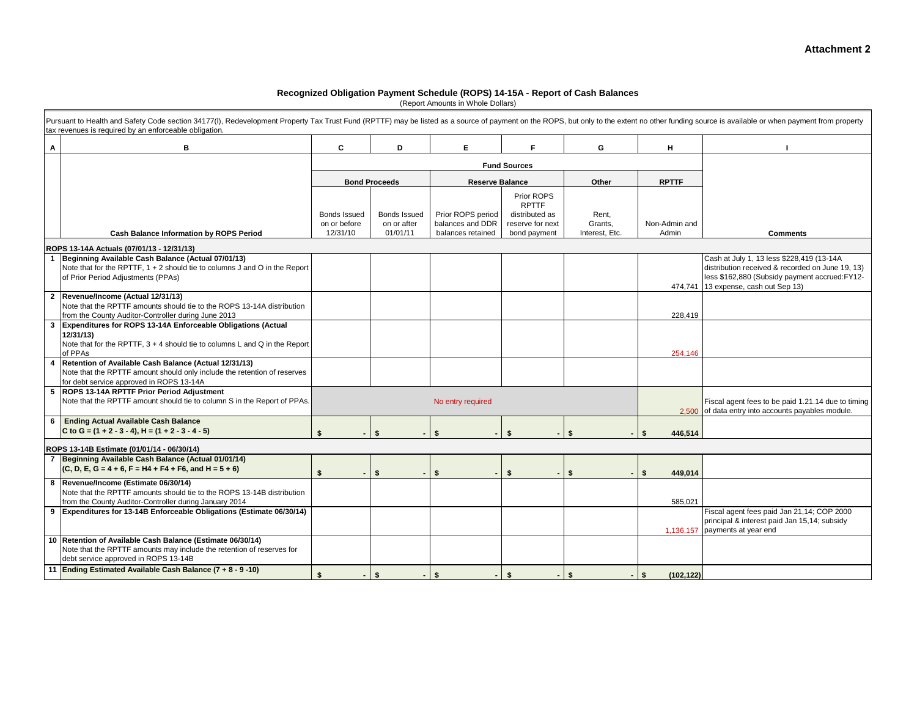**Attachment 2**

## Recognized Obligation Payment Schedule (ROPS) 14-15A - Report of Cash Balances

(Report Amounts in Whole Dollars)

Pursuant to Health and Safety Code section 34177(l), Redevelopment Property Tax Trust Fund (RPTTF) may be listed as a source of payment on the ROPS, but only to the extent no other funding source is available or when payment from property tax revenues is required by an enforceable obligation.

| A | B | C | D | E | F | G | H | I |
|---|---|---|---|---|---|---|---|---|
| | | Fund Sources | | | | | | |
| | | Bond Proceeds | | Reserve Balance | | Other | RPTTF | |
| | Cash Balance Information by ROPS Period | Bonds Issued on or before 12/31/10 | Bonds Issued on or after 01/01/11 | Prior ROPS period balances and DDR balances retained | Prior ROPS RPTTF distributed as reserve for next bond payment | Rent, Grants, Interest, Etc. | Non-Admin and Admin | Comments |
| | **ROPS 13-14A Actuals (07/01/13 - 12/31/13)** | | | | | | | |
| 1 | **Beginning Available Cash Balance (Actual 07/01/13)** Note that for the RPTTF, 1 + 2 should tie to columns J and O in the Report of Prior Period Adjustments (PPAs) | | | | | | 474,741 | Cash at July 1, 13 less $228,419 (13-14A distribution received & recorded on June 19, 13) less $162,880 (Subsidy payment accrued:FY12-13 expense, cash out Sep 13) |
| 2 | **Revenue/Income (Actual 12/31/13)** Note that the RPTTF amounts should tie to the ROPS 13-14A distribution from the County Auditor-Controller during June 2013 | | | | | | 228,419 | |
| 3 | **Expenditures for ROPS 13-14A Enforceable Obligations (Actual 12/31/13)** Note that for the RPTTF, 3 + 4 should tie to columns L and Q in the Report of PPAs | | | | | | 254,146 | |
| 4 | **Retention of Available Cash Balance (Actual 12/31/13)** Note that the RPTTF amount should only include the retention of reserves for debt service approved in ROPS 13-14A | | | | | | | |
| 5 | **ROPS 13-14A RPTTF Prior Period Adjustment** Note that the RPTTF amount should tie to column S in the Report of PPAs. | No entry required | | | | | 2,500 | Fiscal agent fees to be paid 1.21.14 due to timing of data entry into accounts payables module. |
| 6 | **Ending Actual Available Cash Balance** **C to G = (1 + 2 - 3 - 4), H = (1 + 2 - 3 - 4 - 5)** | $ - | $ - | $ - | $ - | $ - | $ 446,514 | |
| | **ROPS 13-14B Estimate (01/01/14 - 06/30/14)** | | | | | | | |
| 7 | **Beginning Available Cash Balance (Actual 01/01/14)** **(C, D, E, G = 4 + 6, F = H4 + F4 + F6, and H = 5 + 6)** | $ - | $ - | $ - | $ - | $ - | $ 449,014 | |
| 8 | **Revenue/Income (Estimate 06/30/14)** Note that the RPTTF amounts should tie to the ROPS 13-14B distribution from the County Auditor-Controller during January 2014 | | | | | | 585,021 | |
| 9 | **Expenditures for 13-14B Enforceable Obligations (Estimate 06/30/14)** | | | | | | 1,136,157 | Fiscal agent fees paid Jan 21,14; COP 2000 principal & interest paid Jan 15,14; subsidy payments at year end |
| 10 | **Retention of Available Cash Balance (Estimate 06/30/14)** Note that the RPTTF amounts may include the retention of reserves for debt service approved in ROPS 13-14B | | | | | | | |
| 11 | **Ending Estimated Available Cash Balance (7 + 8 - 9 -10)** | $ - | $ - | $ - | $ - | $ - | $ (102,122) | |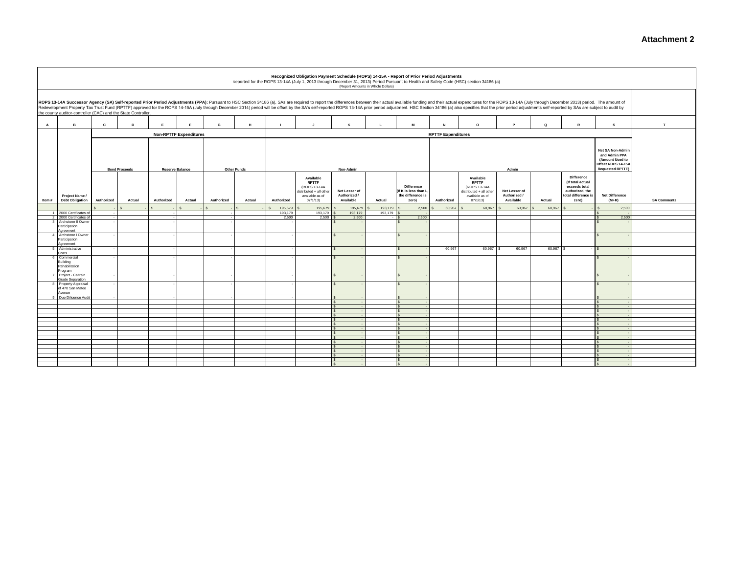**Attachment 2**

**Recognized Obligation Payment Schedule (ROPS) 14-15A - Report of Prior Period Adjustments**
Reported for the ROPS 13-14A (July 1, 2013 through December 31, 2013) Period Pursuant to Health and Safety Code (HSC) section 34186 (a)
(Report Amounts in Whole Dollars)

**ROPS 13-14A Successor Agency (SA) Self-reported Prior Period Adjustments (PPA):** Pursuant to HSC Section 34186 (a), SAs are required to report the differences between their actual available funding and their actual expenditures for the ROPS 13-14A (July through December 2013) period. The amount of Redevelopment Property Tax Trust Fund (RPTTF) approved for the ROPS 14-15A (July through December 2014) period will be offset by the SA's self-reported ROPS 13-14A prior period adjustment. HSC Section 34186 (a) also specifies that the prior period adjustments self-reported by SAs are subject to audit by the county auditor-controller (CAC) and the State Controller.

| A | B | C | D | E | F | G | H | I | J | K | L | M | N | O | P | Q | R | S | T |
|---|---|---|---|---|---|---|---|---|---|---|---|---|---|---|---|---|---|---|---|
| | | Non-RPTTF Expenditures | | | | | | RPTTF Expenditures | | | | | | | | | | | |
| | | Bond Proceeds | | Reserve Balance | | Other Funds | | Non-Admin | | | | | Admin | | | | | Net SA Non-Admin and Admin PPA (Amount Used to Offset ROPS 14-15A Requested RPTTF) | |
| Item # | Project Name / Debt Obligation | Authorized | Actual | Authorized | Actual | Authorized | Actual | Authorized | Available RPTTF (ROPS 13-14A distributed + all other available as of 07/1/13) | Net Lesser of Authorized / Available | Actual | Difference (If K is less than L, the difference is zero) | Authorized | Available RPTTF (ROPS 13-14A distributed + all other available as of 07/1/13) | Net Lesser of Authorized / Available | Actual | Difference (If total actual exceeds total authorized, the total difference is zero) | Net Difference (M+R) | SA Comments |
| | | $ - | $ - | $ - | $ - | $ - | $ - | $ 195,679 | $ 195,679 | $ 195,679 | $ 193,179 | $ 2,500 | $ 60,967 | $ 60,967 | $ 60,967 | $ 60,967 | $ - | $ 2,500 | |
| 1 | 2000 Certificates of | - | | - | | - | | 193,179 | 193,179 | $ 193,179 | 193,179 | $ - | | | | | | $ - | |
| 2 | 2000 Certificates of | - | | - | | - | | 2,500 | 2,500 | $ 2,500 | - | $ 2,500 | | | | | | $ 2,500 | |
| 3 | Archstone II Owner Participation Agreement | - | | - | | - | | - | | $ - | | $ - | | | | | | $ - | |
| 4 | Archstone I Owner Participation Agreement | - | | - | | - | | - | | $ - | | $ - | | | | | | $ - | |
| 5 | Administrative Costs | - | | - | | - | | - | | $ - | | $ - | 60,967 | 60,967 | $ 60,967 | 60,967 | $ - | $ - | |
| 6 | Commercial Building Rehabilitation Program | - | | - | | - | | - | | $ - | | $ - | | | | | | $ - | |
| 7 | Project - Caltrain Grade Separation | - | | - | | - | | - | | $ - | | $ - | | | | | | $ - | |
| 8 | Property Appraisal of 470 San Mateo Avenue | - | | - | | - | | - | | $ - | | $ - | | | | | | $ - | |
| 9 | Due Diligence Audit | - | | - | | - | | - | | $ - | | $ - | | | | | | $ - | |
| | | | | | | | | | | $ - | | $ - | | | | | | $ - | |
| | | | | | | | | | | $ - | | $ - | | | | | | $ - | |
| | | | | | | | | | | $ - | | $ - | | | | | | $ - | |
| | | | | | | | | | | $ - | | $ - | | | | | | $ - | |
| | | | | | | | | | | $ - | | $ - | | | | | | $ - | |
| | | | | | | | | | | $ - | | $ - | | | | | | $ - | |
| | | | | | | | | | | $ - | | $ - | | | | | | $ - | |
| | | | | | | | | | | $ - | | $ - | | | | | | $ - | |
| | | | | | | | | | | $ - | | $ - | | | | | | $ - | |
| | | | | | | | | | | $ - | | $ - | | | | | | $ - | |
| | | | | | | | | | | $ - | | $ - | | | | | | $ - | |
| | | | | | | | | | | $ - | | $ - | | | | | | $ - | |
| | | | | | | | | | | $ - | | $ - | | | | | | $ - | |
| | | | | | | | | | | $ - | | $ - | | | | | | $ - | |
| | | | | | | | | | | $ - | | $ - | | | | | | $ - | |
| | | | | | | | | | | $ - | | $ - | | | | | | $ - | |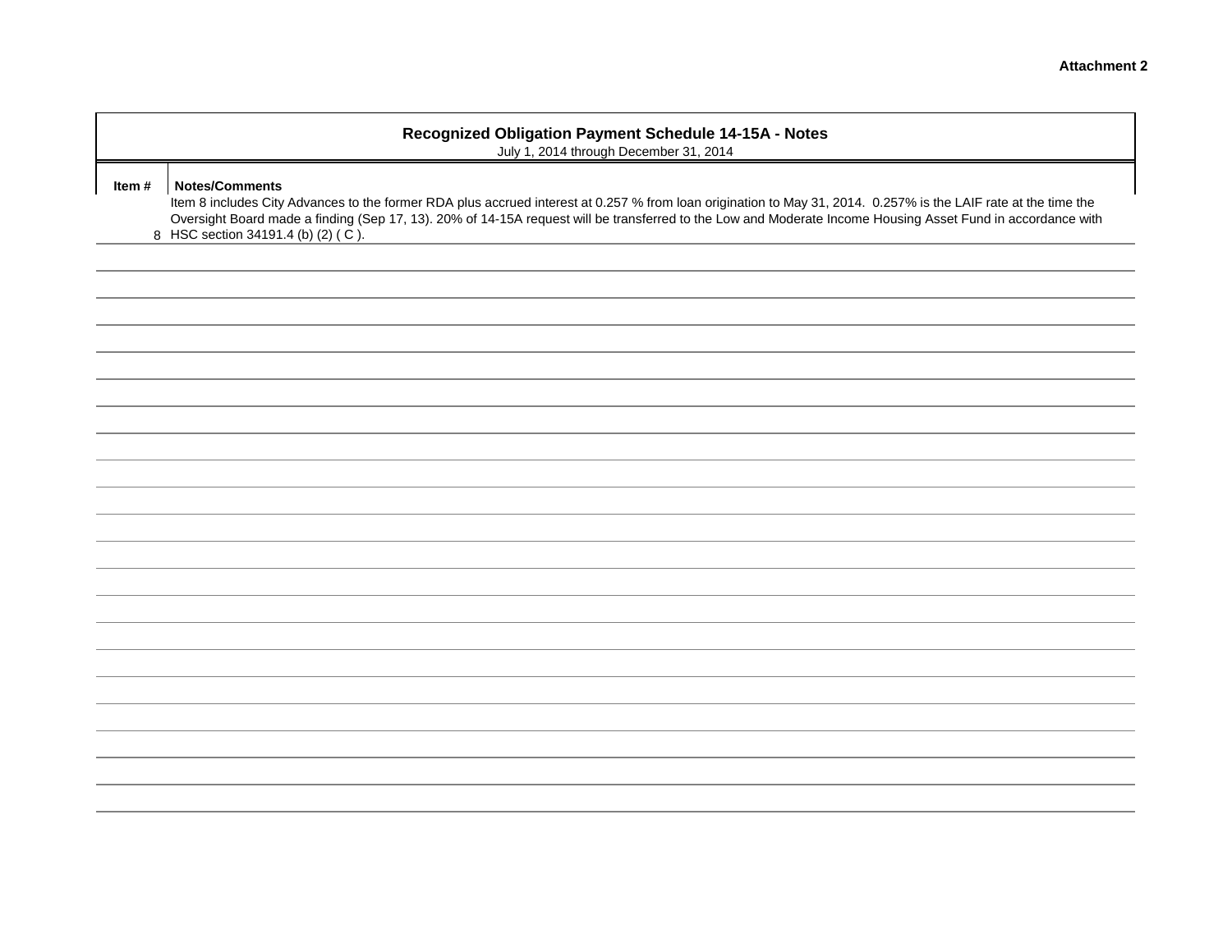**Attachment 2**

## Recognized Obligation Payment Schedule 14-15A - Notes

July 1, 2014 through December 31, 2014

| Item # | Notes/Comments |
|---|---|
| 8 | Item 8 includes City Advances to the former RDA plus accrued interest at 0.257 % from loan origination to May 31, 2014. 0.257% is the LAIF rate at the time the Oversight Board made a finding (Sep 17, 13). 20% of 14-15A request will be transferred to the Low and Moderate Income Housing Asset Fund in accordance with HSC section 34191.4 (b) (2) ( C ). |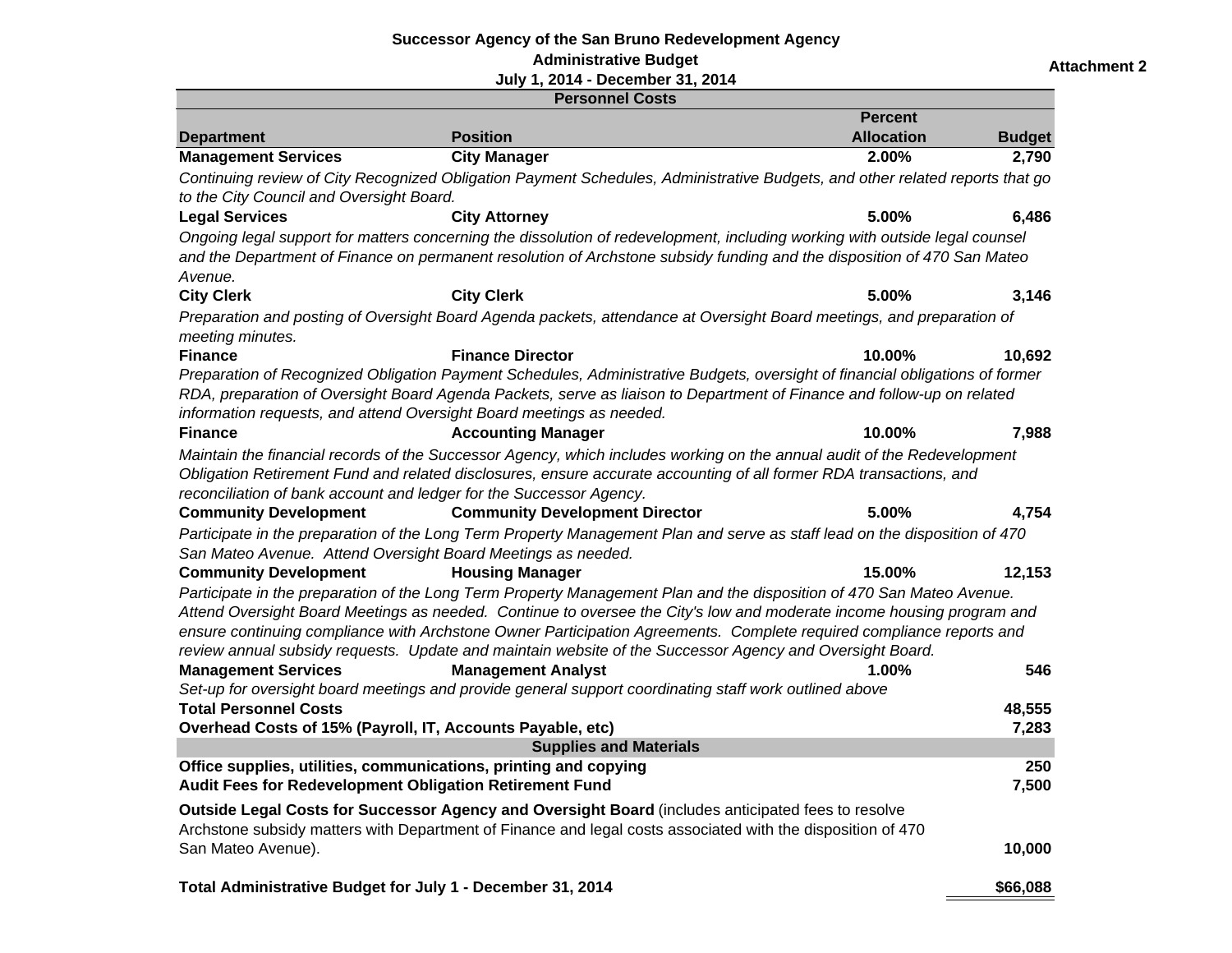**Attachment 2**

**Successor Agency of the San Bruno Redevelopment Agency**
**Administrative Budget**
**July 1, 2014 - December 31, 2014**

**Personnel Costs**

| Department | Position | Percent Allocation | Budget |
|---|---|---|---|
| **Management Services** | **City Manager** | **2.00%** | **2,790** |
| *Continuing review of City Recognized Obligation Payment Schedules, Administrative Budgets, and other related reports that go to the City Council and Oversight Board.* | | | |
| **Legal Services** | **City Attorney** | **5.00%** | **6,486** |
| *Ongoing legal support for matters concerning the dissolution of redevelopment, including working with outside legal counsel and the Department of Finance on permanent resolution of Archstone subsidy funding and the disposition of 470 San Mateo Avenue.* | | | |
| **City Clerk** | **City Clerk** | **5.00%** | **3,146** |
| *Preparation and posting of Oversight Board Agenda packets, attendance at Oversight Board meetings, and preparation of meeting minutes.* | | | |
| **Finance** | **Finance Director** | **10.00%** | **10,692** |
| *Preparation of Recognized Obligation Payment Schedules, Administrative Budgets, oversight of financial obligations of former RDA, preparation of Oversight Board Agenda Packets, serve as liaison to Department of Finance and follow-up on related information requests, and attend Oversight Board meetings as needed.* | | | |
| **Finance** | **Accounting Manager** | **10.00%** | **7,988** |
| *Maintain the financial records of the Successor Agency, which includes working on the annual audit of the Redevelopment Obligation Retirement Fund and related disclosures, ensure accurate accounting of all former RDA transactions, and reconciliation of bank account and ledger for the Successor Agency.* | | | |
| **Community Development** | **Community Development Director** | **5.00%** | **4,754** |
| *Participate in the preparation of the Long Term Property Management Plan and serve as staff lead on the disposition of 470 San Mateo Avenue. Attend Oversight Board Meetings as needed.* | | | |
| **Community Development** | **Housing Manager** | **15.00%** | **12,153** |
| *Participate in the preparation of the Long Term Property Management Plan and the disposition of 470 San Mateo Avenue. Attend Oversight Board Meetings as needed. Continue to oversee the City's low and moderate income housing program and ensure continuing compliance with Archstone Owner Participation Agreements. Complete required compliance reports and review annual subsidy requests. Update and maintain website of the Successor Agency and Oversight Board.* | | | |
| **Management Services** | **Management Analyst** | **1.00%** | **546** |
| *Set-up for oversight board meetings and provide general support coordinating staff work outlined above* | | | |
| **Total Personnel Costs** | | | **48,555** |
| **Overhead Costs of 15% (Payroll, IT, Accounts Payable, etc)** | | | **7,283** |

**Supplies and Materials**

| | |
|---|---|
| **Office supplies, utilities, communications, printing and copying** | **250** |
| **Audit Fees for Redevelopment Obligation Retirement Fund** | **7,500** |
| **Outside Legal Costs for Successor Agency and Oversight Board** (includes anticipated fees to resolve Archstone subsidy matters with Department of Finance and legal costs associated with the disposition of 470 San Mateo Avenue). | **10,000** |
| **Total Administrative Budget for July 1 - December 31, 2014** | **$66,088** |